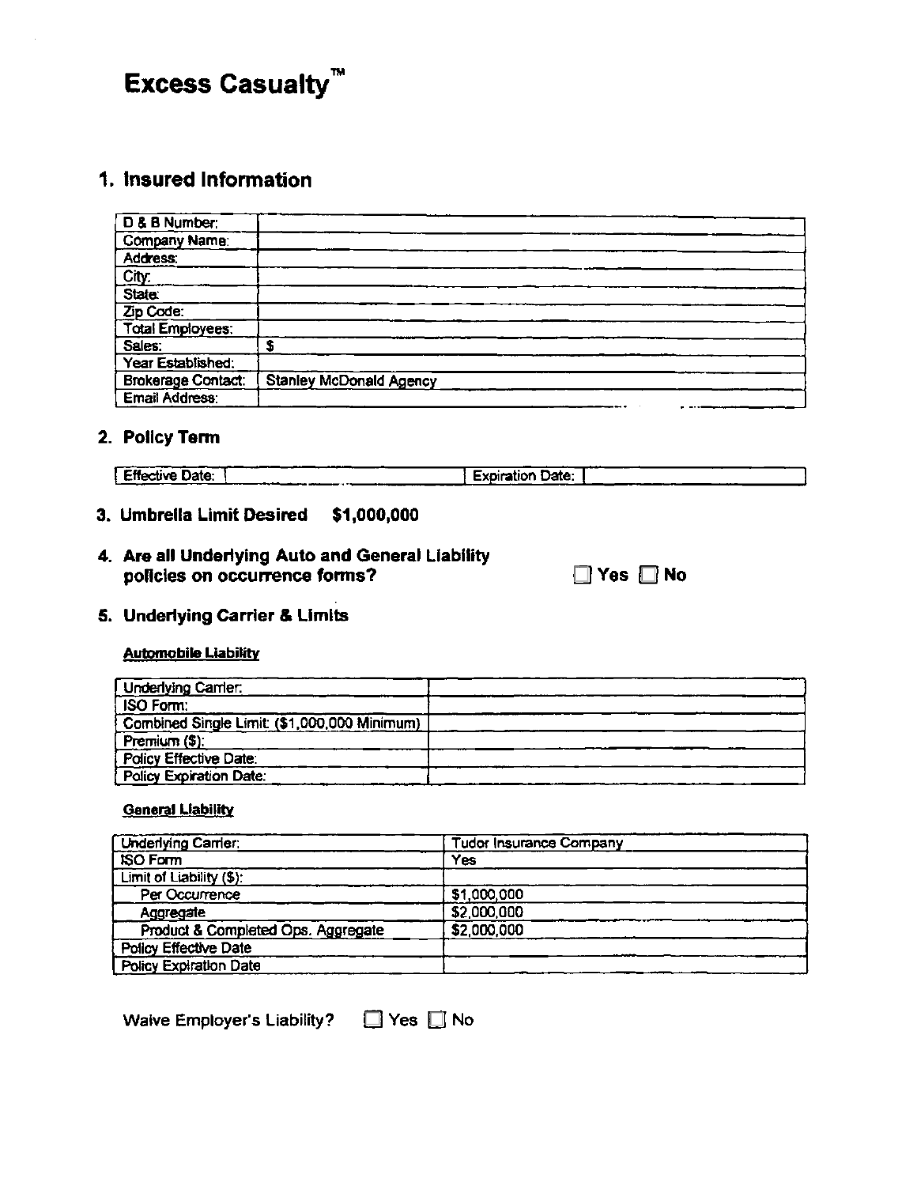# Excess Casualty™

## 1. Insured Information

| D & B Number: | |
|---|---|
| Company Name: | |
| Address: | |
| City: | |
| State: | |
| Zip Code: | |
| Total Employees: | |
| Sales: | $ |
| Year Established: | |
| Brokerage Contact: | Stanley McDonald Agency |
| Email Address: | |

## 2. Policy Term

| Effective Date: | | Expiration Date: | |
|---|---|---|---|

## 3. Umbrella Limit Desired $1,000,000

## 4. Are all Underlying Auto and General Liability policies on occurrence forms?

☐ Yes ☐ No

## 5. Underlying Carrier & Limits

**Automobile Liability**

| Underlying Carrier: | |
|---|---|
| ISO Form: | |
| Combined Single Limit: ($1,000,000 Minimum) | |
| Premium ($): | |
| Policy Effective Date: | |
| Policy Expiration Date: | |

**General Liability**

| Underlying Carrier: | Tudor Insurance Company |
|---|---|
| ISO Form | Yes |
| Limit of Liability ($): | |
| Per Occurrence | $1,000,000 |
| Aggregate | $2,000,000 |
| Product & Completed Ops. Aggregate | $2,000,000 |
| Policy Effective Date | |
| Policy Expiration Date | |

Waive Employer's Liability? ☐ Yes ☐ No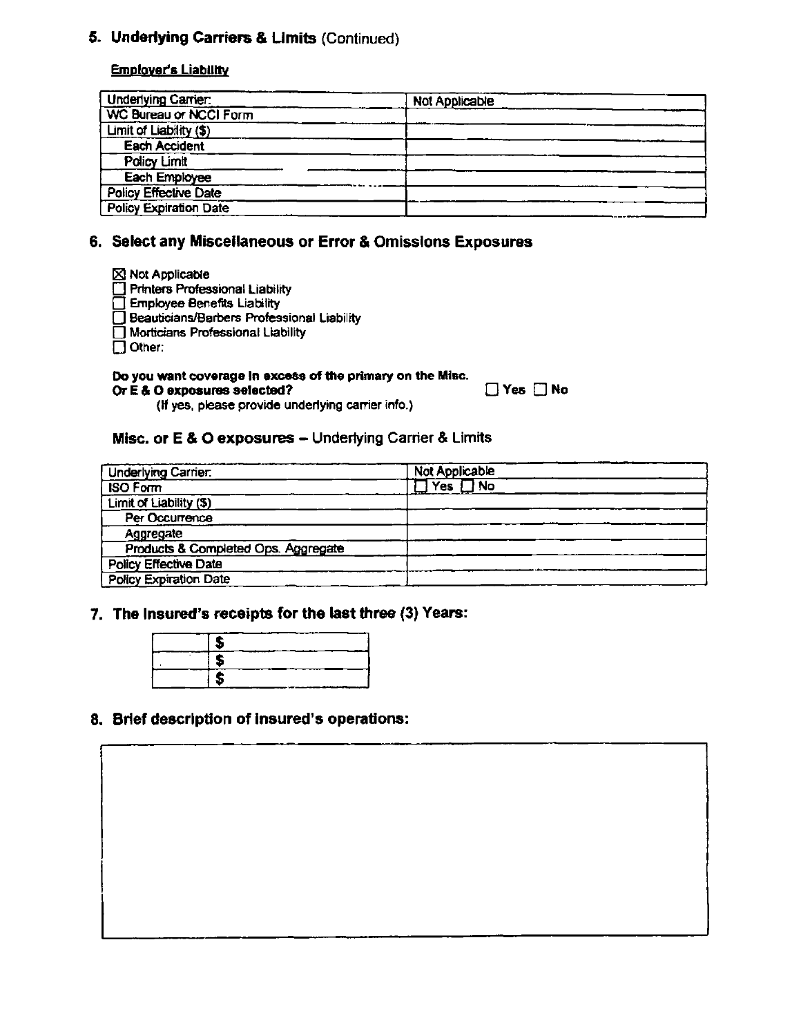## 5. Underlying Carriers & Limits (Continued)

**Employer's Liability**

| Underlying Carrier: | Not Applicable |
| --- | --- |
| WC Bureau or NCCI Form | |
| Limit of Liability ($) | |
| Each Accident | |
| Policy Limit | |
| Each Employee | |
| Policy Effective Date | |
| Policy Expiration Date | |

## 6. Select any Miscellaneous or Error & Omissions Exposures

- ☒ Not Applicable
- ☐ Printers Professional Liability
- ☐ Employee Benefits Liability
- ☐ Beauticians/Barbers Professional Liability
- ☐ Morticians Professional Liability
- ☐ Other:

**Do you want coverage in excess of the primary on the Misc. Or E & O exposures selected?** ☐ Yes ☐ No
(If yes, please provide underlying carrier info.)

### Misc. or E & O exposures – Underlying Carrier & Limits

| Underlying Carrier: | Not Applicable |
| --- | --- |
| ISO Form | ☐ Yes ☐ No |
| Limit of Liability ($) | |
| Per Occurrence | |
| Aggregate | |
| Products & Completed Ops. Aggregate | |
| Policy Effective Date | |
| Policy Expiration Date | |

## 7. The Insured's receipts for the last three (3) Years:

| | |
| --- | --- |
| | $ |
| | $ |
| | $ |

## 8. Brief description of insured's operations: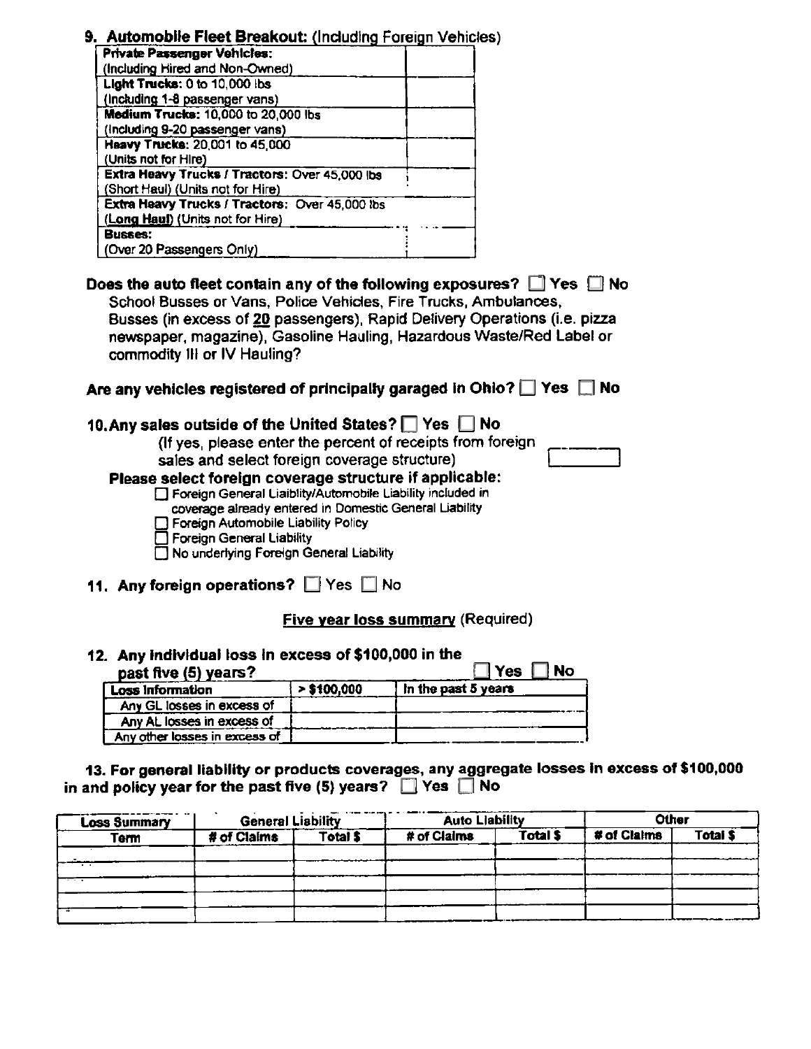## 9. Automobile Fleet Breakout: (Including Foreign Vehicles)

| | |
|---|---|
| **Private Passenger Vehicles:** (Including Hired and Non-Owned) | |
| **Light Trucks:** 0 to 10,000 lbs (Including 1-8 passenger vans) | |
| **Medium Trucks:** 10,000 to 20,000 lbs (Including 9-20 passenger vans) | |
| **Heavy Trucks:** 20,001 to 45,000 (Units not for Hire) | |
| **Extra Heavy Trucks / Tractors:** Over 45,000 lbs (Short Haul) (Units not for Hire) | |
| **Extra Heavy Trucks / Tractors:** Over 45,000 lbs (**Long Haul**) (Units not for Hire) | |
| **Busses:** (Over 20 Passengers Only) | |

**Does the auto fleet contain any of the following exposures?** ☐ Yes ☐ No
School Busses or Vans, Police Vehicles, Fire Trucks, Ambulances, Busses (in excess of **20** passengers), Rapid Delivery Operations (i.e. pizza newspaper, magazine), Gasoline Hauling, Hazardous Waste/Red Label or commodity III or IV Hauling?

**Are any vehicles registered of principally garaged in Ohio?** ☐ Yes ☐ No

**10. Any sales outside of the United States?** ☐ Yes ☐ No
(If yes, please enter the percent of receipts from foreign sales and select foreign coverage structure) ________

**Please select foreign coverage structure if applicable:**

- ☐ Foreign General Liaiblity/Automobile Liability included in coverage already entered in Domestic General Liability
- ☐ Foreign Automobile Liability Policy
- ☐ Foreign General Liability
- ☐ No underlying Foreign General Liability

**11. Any foreign operations?** ☐ Yes ☐ No

**Five year loss summary** (Required)

**12. Any individual loss in excess of $100,000 in the past five (5) years?** ☐ Yes ☐ No

| Loss Information | > $100,000 | In the past 5 years |
|---|---|---|
| Any GL losses in excess of | | |
| Any AL losses in excess of | | |
| Any other losses in excess of | | |

**13. For general liability or products coverages, any aggregate losses in excess of $100,000 in and policy year for the past five (5) years?** ☐ Yes ☐ No

| Loss Summary | General Liability | | Auto Liability | | Other | |
|---|---|---|---|---|---|---|
| Term | # of Claims | Total $ | # of Claims | Total $ | # of Claims | Total $ |
| | | | | | | |
| | | | | | | |
| | | | | | | |
| | | | | | | |
| | | | | | | |